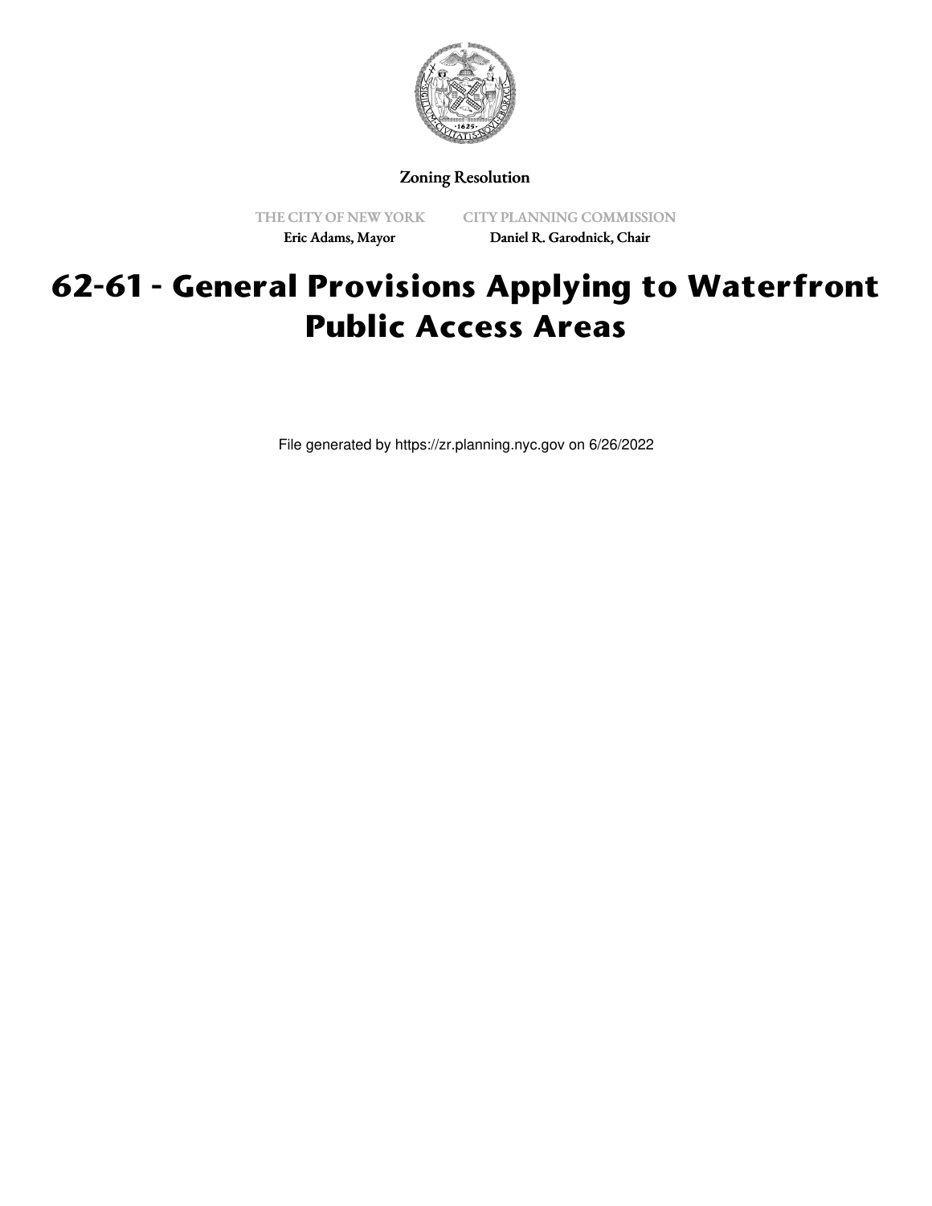Zoning Resolution

THE CITY OF NEW YORK
Eric Adams, Mayor

CITY PLANNING COMMISSION
Daniel R. Garodnick, Chair

# 62-61 - General Provisions Applying to Waterfront Public Access Areas

File generated by https://zr.planning.nyc.gov on 6/26/2022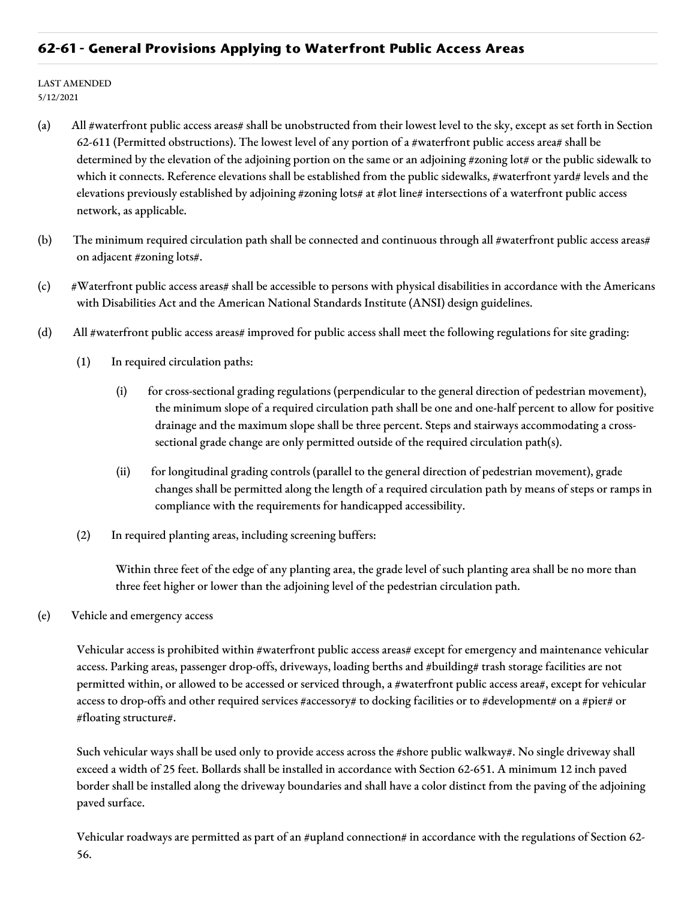## 62-61 - General Provisions Applying to Waterfront Public Access Areas

LAST AMENDED
5/12/2021

(a) All #waterfront public access areas# shall be unobstructed from their lowest level to the sky, except as set forth in Section 62-611 (Permitted obstructions). The lowest level of any portion of a #waterfront public access area# shall be determined by the elevation of the adjoining portion on the same or an adjoining #zoning lot# or the public sidewalk to which it connects. Reference elevations shall be established from the public sidewalks, #waterfront yard# levels and the elevations previously established by adjoining #zoning lots# at #lot line# intersections of a waterfront public access network, as applicable.

(b) The minimum required circulation path shall be connected and continuous through all #waterfront public access areas# on adjacent #zoning lots#.

(c) #Waterfront public access areas# shall be accessible to persons with physical disabilities in accordance with the Americans with Disabilities Act and the American National Standards Institute (ANSI) design guidelines.

(d) All #waterfront public access areas# improved for public access shall meet the following regulations for site grading:

(1) In required circulation paths:

(i) for cross-sectional grading regulations (perpendicular to the general direction of pedestrian movement), the minimum slope of a required circulation path shall be one and one-half percent to allow for positive drainage and the maximum slope shall be three percent. Steps and stairways accommodating a cross-sectional grade change are only permitted outside of the required circulation path(s).

(ii) for longitudinal grading controls (parallel to the general direction of pedestrian movement), grade changes shall be permitted along the length of a required circulation path by means of steps or ramps in compliance with the requirements for handicapped accessibility.

(2) In required planting areas, including screening buffers:

Within three feet of the edge of any planting area, the grade level of such planting area shall be no more than three feet higher or lower than the adjoining level of the pedestrian circulation path.

(e) Vehicle and emergency access

Vehicular access is prohibited within #waterfront public access areas# except for emergency and maintenance vehicular access. Parking areas, passenger drop-offs, driveways, loading berths and #building# trash storage facilities are not permitted within, or allowed to be accessed or serviced through, a #waterfront public access area#, except for vehicular access to drop-offs and other required services #accessory# to docking facilities or to #development# on a #pier# or #floating structure#.

Such vehicular ways shall be used only to provide access across the #shore public walkway#. No single driveway shall exceed a width of 25 feet. Bollards shall be installed in accordance with Section 62-651. A minimum 12 inch paved border shall be installed along the driveway boundaries and shall have a color distinct from the paving of the adjoining paved surface.

Vehicular roadways are permitted as part of an #upland connection# in accordance with the regulations of Section 62-56.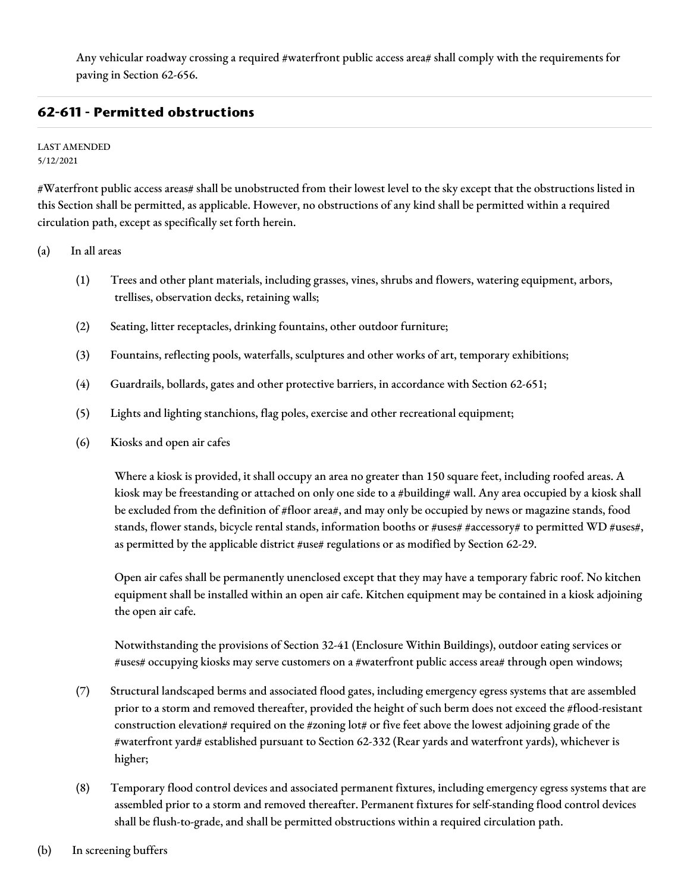Any vehicular roadway crossing a required #waterfront public access area# shall comply with the requirements for paving in Section 62-656.

## 62-611 - Permitted obstructions

LAST AMENDED
5/12/2021

#Waterfront public access areas# shall be unobstructed from their lowest level to the sky except that the obstructions listed in this Section shall be permitted, as applicable. However, no obstructions of any kind shall be permitted within a required circulation path, except as specifically set forth herein.

(a) In all areas

(1) Trees and other plant materials, including grasses, vines, shrubs and flowers, watering equipment, arbors, trellises, observation decks, retaining walls;

(2) Seating, litter receptacles, drinking fountains, other outdoor furniture;

(3) Fountains, reflecting pools, waterfalls, sculptures and other works of art, temporary exhibitions;

(4) Guardrails, bollards, gates and other protective barriers, in accordance with Section 62-651;

(5) Lights and lighting stanchions, flag poles, exercise and other recreational equipment;

(6) Kiosks and open air cafes

Where a kiosk is provided, it shall occupy an area no greater than 150 square feet, including roofed areas. A kiosk may be freestanding or attached on only one side to a #building# wall. Any area occupied by a kiosk shall be excluded from the definition of #floor area#, and may only be occupied by news or magazine stands, food stands, flower stands, bicycle rental stands, information booths or #uses# #accessory# to permitted WD #uses#, as permitted by the applicable district #use# regulations or as modified by Section 62-29.

Open air cafes shall be permanently unenclosed except that they may have a temporary fabric roof. No kitchen equipment shall be installed within an open air cafe. Kitchen equipment may be contained in a kiosk adjoining the open air cafe.

Notwithstanding the provisions of Section 32-41 (Enclosure Within Buildings), outdoor eating services or #uses# occupying kiosks may serve customers on a #waterfront public access area# through open windows;

(7) Structural landscaped berms and associated flood gates, including emergency egress systems that are assembled prior to a storm and removed thereafter, provided the height of such berm does not exceed the #flood-resistant construction elevation# required on the #zoning lot# or five feet above the lowest adjoining grade of the #waterfront yard# established pursuant to Section 62-332 (Rear yards and waterfront yards), whichever is higher;

(8) Temporary flood control devices and associated permanent fixtures, including emergency egress systems that are assembled prior to a storm and removed thereafter. Permanent fixtures for self-standing flood control devices shall be flush-to-grade, and shall be permitted obstructions within a required circulation path.

(b) In screening buffers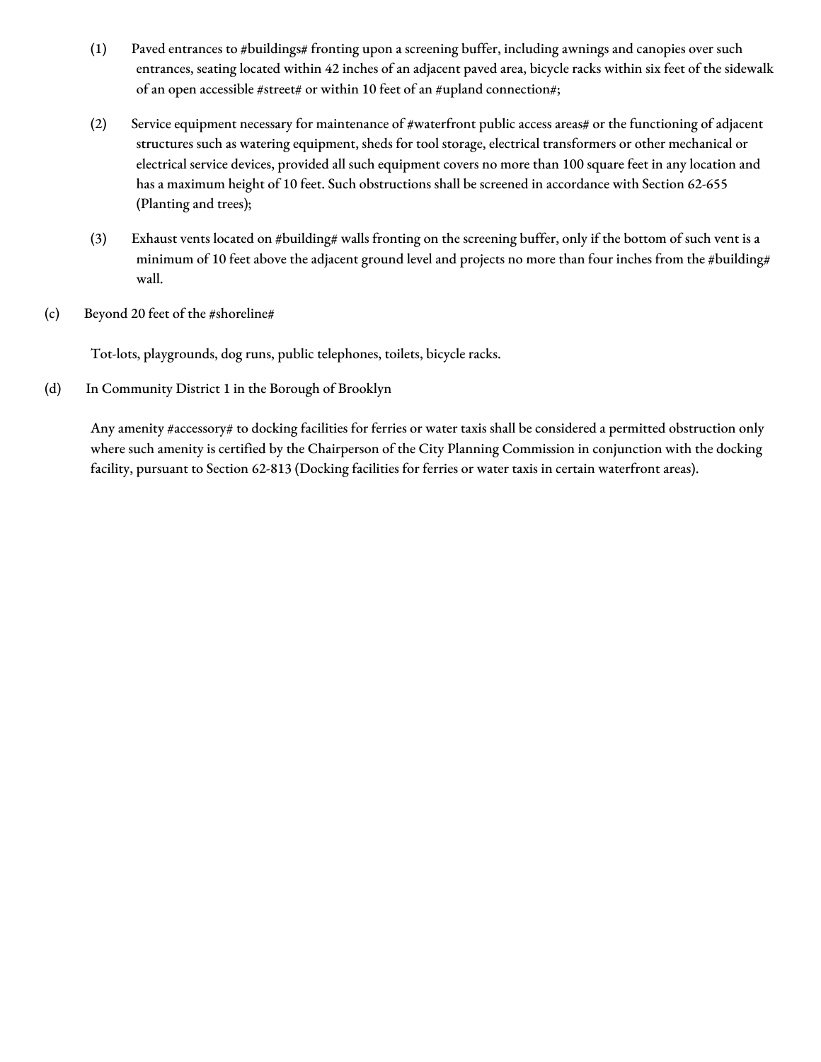(1) Paved entrances to #buildings# fronting upon a screening buffer, including awnings and canopies over such entrances, seating located within 42 inches of an adjacent paved area, bicycle racks within six feet of the sidewalk of an open accessible #street# or within 10 feet of an #upland connection#;

(2) Service equipment necessary for maintenance of #waterfront public access areas# or the functioning of adjacent structures such as watering equipment, sheds for tool storage, electrical transformers or other mechanical or electrical service devices, provided all such equipment covers no more than 100 square feet in any location and has a maximum height of 10 feet. Such obstructions shall be screened in accordance with Section 62-655 (Planting and trees);

(3) Exhaust vents located on #building# walls fronting on the screening buffer, only if the bottom of such vent is a minimum of 10 feet above the adjacent ground level and projects no more than four inches from the #building# wall.

(c) Beyond 20 feet of the #shoreline#

Tot-lots, playgrounds, dog runs, public telephones, toilets, bicycle racks.

(d) In Community District 1 in the Borough of Brooklyn

Any amenity #accessory# to docking facilities for ferries or water taxis shall be considered a permitted obstruction only where such amenity is certified by the Chairperson of the City Planning Commission in conjunction with the docking facility, pursuant to Section 62-813 (Docking facilities for ferries or water taxis in certain waterfront areas).